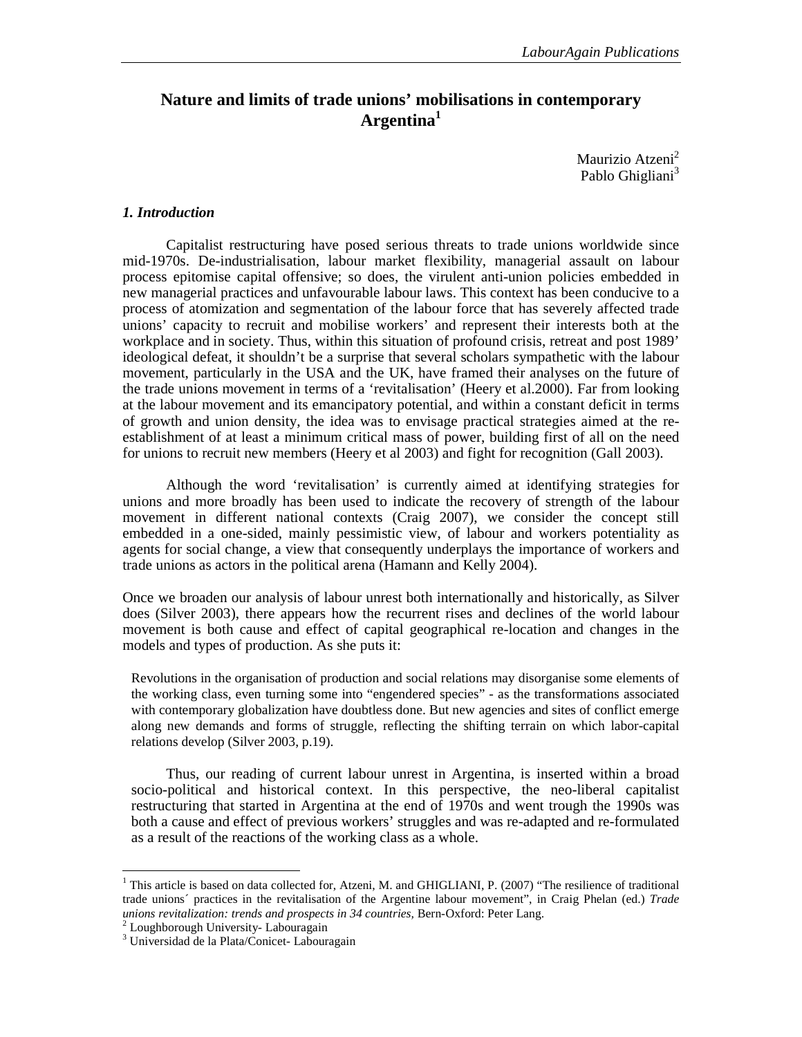# Nature and limits of trade unions' mobilisations in contemporary Argentina[1]

Maurizio Atzeni[2]
Pablo Ghigliani[3]

### *1. Introduction*

Capitalist restructuring have posed serious threats to trade unions worldwide since mid-1970s. De-industrialisation, labour market flexibility, managerial assault on labour process epitomise capital offensive; so does, the virulent anti-union policies embedded in new managerial practices and unfavourable labour laws. This context has been conducive to a process of atomization and segmentation of the labour force that has severely affected trade unions' capacity to recruit and mobilise workers' and represent their interests both at the workplace and in society. Thus, within this situation of profound crisis, retreat and post 1989' ideological defeat, it shouldn't be a surprise that several scholars sympathetic with the labour movement, particularly in the USA and the UK, have framed their analyses on the future of the trade unions movement in terms of a 'revitalisation' (Heery et al.2000). Far from looking at the labour movement and its emancipatory potential, and within a constant deficit in terms of growth and union density, the idea was to envisage practical strategies aimed at the re-establishment of at least a minimum critical mass of power, building first of all on the need for unions to recruit new members (Heery et al 2003) and fight for recognition (Gall 2003).

Although the word 'revitalisation' is currently aimed at identifying strategies for unions and more broadly has been used to indicate the recovery of strength of the labour movement in different national contexts (Craig 2007), we consider the concept still embedded in a one-sided, mainly pessimistic view, of labour and workers potentiality as agents for social change, a view that consequently underplays the importance of workers and trade unions as actors in the political arena (Hamann and Kelly 2004).

Once we broaden our analysis of labour unrest both internationally and historically, as Silver does (Silver 2003), there appears how the recurrent rises and declines of the world labour movement is both cause and effect of capital geographical re-location and changes in the models and types of production. As she puts it:

> Revolutions in the organisation of production and social relations may disorganise some elements of the working class, even turning some into "engendered species" - as the transformations associated with contemporary globalization have doubtless done. But new agencies and sites of conflict emerge along new demands and forms of struggle, reflecting the shifting terrain on which labor-capital relations develop (Silver 2003, p.19).

Thus, our reading of current labour unrest in Argentina, is inserted within a broad socio-political and historical context. In this perspective, the neo-liberal capitalist restructuring that started in Argentina at the end of 1970s and went trough the 1990s was both a cause and effect of previous workers' struggles and was re-adapted and re-formulated as a result of the reactions of the working class as a whole.

---

[1] This article is based on data collected for, Atzeni, M. and GHIGLIANI, P. (2007) "The resilience of traditional trade unions´ practices in the revitalisation of the Argentine labour movement", in Craig Phelan (ed.) *Trade unions revitalization: trends and prospects in 34 countries*, Bern-Oxford: Peter Lang.

[2] Loughborough University- Labouragain

[3] Universidad de la Plata/Conicet- Labouragain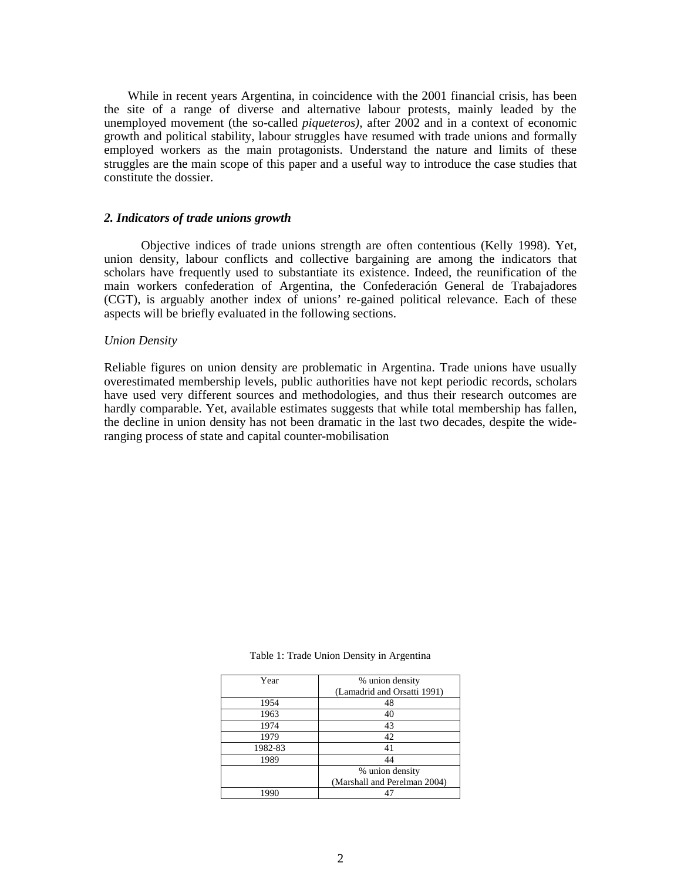While in recent years Argentina, in coincidence with the 2001 financial crisis, has been the site of a range of diverse and alternative labour protests, mainly leaded by the unemployed movement (the so-called *piqueteros)*, after 2002 and in a context of economic growth and political stability, labour struggles have resumed with trade unions and formally employed workers as the main protagonists. Understand the nature and limits of these struggles are the main scope of this paper and a useful way to introduce the case studies that constitute the dossier.

### *2. Indicators of trade unions growth*

Objective indices of trade unions strength are often contentious (Kelly 1998). Yet, union density, labour conflicts and collective bargaining are among the indicators that scholars have frequently used to substantiate its existence. Indeed, the reunification of the main workers confederation of Argentina, the Confederación General de Trabajadores (CGT), is arguably another index of unions' re-gained political relevance. Each of these aspects will be briefly evaluated in the following sections.

*Union Density*

Reliable figures on union density are problematic in Argentina. Trade unions have usually overestimated membership levels, public authorities have not kept periodic records, scholars have used very different sources and methodologies, and thus their research outcomes are hardly comparable. Yet, available estimates suggests that while total membership has fallen, the decline in union density has not been dramatic in the last two decades, despite the wide-ranging process of state and capital counter-mobilisation

Table 1: Trade Union Density in Argentina

| Year | % union density (Lamadrid and Orsatti 1991) |
|---|---|
| 1954 | 48 |
| 1963 | 40 |
| 1974 | 43 |
| 1979 | 42 |
| 1982-83 | 41 |
| 1989 | 44 |
| | % union density (Marshall and Perelman 2004) |
| 1990 | 47 |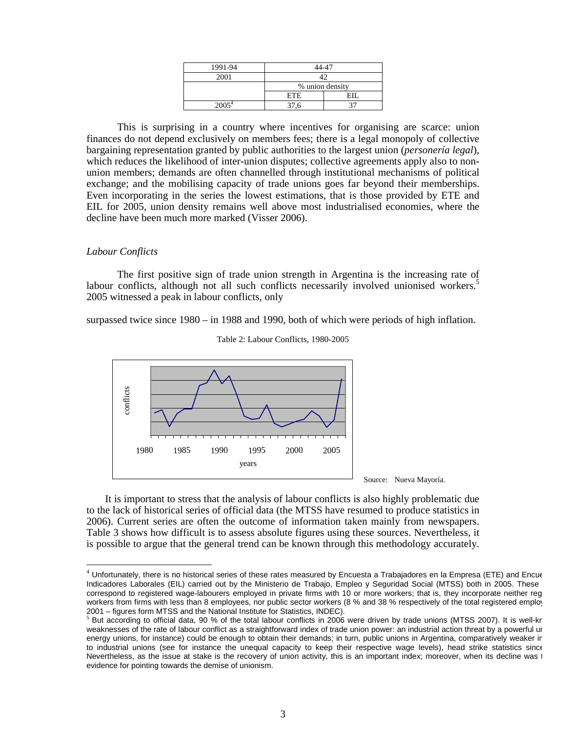| 1991-94 | 44-47 | |
|---|---|---|
| 2001 | 42 | |
| | % union density | |
| | ETE | EIL |
| 2005[4] | 37,6 | 37 |

This is surprising in a country where incentives for organising are scarce: union finances do not depend exclusively on members fees; there is a legal monopoly of collective bargaining representation granted by public authorities to the largest union (*personería legal*), which reduces the likelihood of inter-union disputes; collective agreements apply also to non-union members; demands are often channelled through institutional mechanisms of political exchange; and the mobilising capacity of trade unions goes far beyond their memberships. Even incorporating in the series the lowest estimations, that is those provided by ETE and EIL for 2005, union density remains well above most industrialised economies, where the decline have been much more marked (Visser 2006).

*Labour Conflicts*

The first positive sign of trade union strength in Argentina is the increasing rate of labour conflicts, although not all such conflicts necessarily involved unionised workers.[5] 2005 witnessed a peak in labour conflicts, only

surpassed twice since 1980 – in 1988 and 1990, both of which were periods of high inflation.

Table 2: Labour Conflicts, 1980-2005

Source: Nueva Mayoría.

It is important to stress that the analysis of labour conflicts is also highly problematic due to the lack of historical series of official data (the MTSS have resumed to produce statistics in 2006). Current series are often the outcome of information taken mainly from newspapers. Table 3 shows how difficult is to assess absolute figures using these sources. Nevertheless, it is possible to argue that the general trend can be known through this methodology accurately.

---

[4] Unfortunately, there is no historical series of these rates measured by Encuesta a Trabajadores en la Empresa (ETE) and Encue Indicadores Laborales (EIL) carried out by the Ministerio de Trabajo, Empleo y Seguridad Social (MTSS) both in 2005. These correspond to registered wage-labourers employed in private firms with 10 or more workers; that is, they incorporate neither reg workers from firms with less than 8 employees, nor public sector workers (8 % and 38 % respectively of the total registered emplo 2001 – figures form MTSS and the National Institute for Statistics, INDEC).

[5] But according to official data, 90 % of the total labour conflicts in 2006 were driven by trade unions (MTSS 2007). It is well-kr weaknesses of the rate of labour conflict as a straightforward index of trade union power: an industrial action threat by a powerful ur energy unions, for instance) could be enough to obtain their demands; in turn, public unions in Argentina, comparatively weaker ir to industrial unions (see for instance the unequal capacity to keep their respective wage levels), head strike statistics since Nevertheless, as the issue at stake is the recovery of union activity, this is an important index; moreover, when its decline was t evidence for pointing towards the demise of unionism.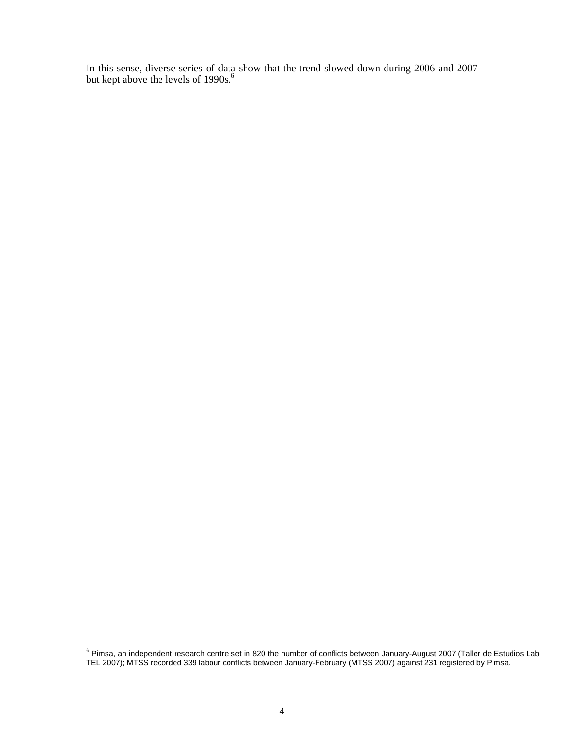In this sense, diverse series of data show that the trend slowed down during 2006 and 2007 but kept above the levels of 1990s.[6]

---

[6] Pimsa, an independent research centre set in 820 the number of conflicts between January-August 2007 (Taller de Estudios Lab TEL 2007); MTSS recorded 339 labour conflicts between January-February (MTSS 2007) against 231 registered by Pimsa.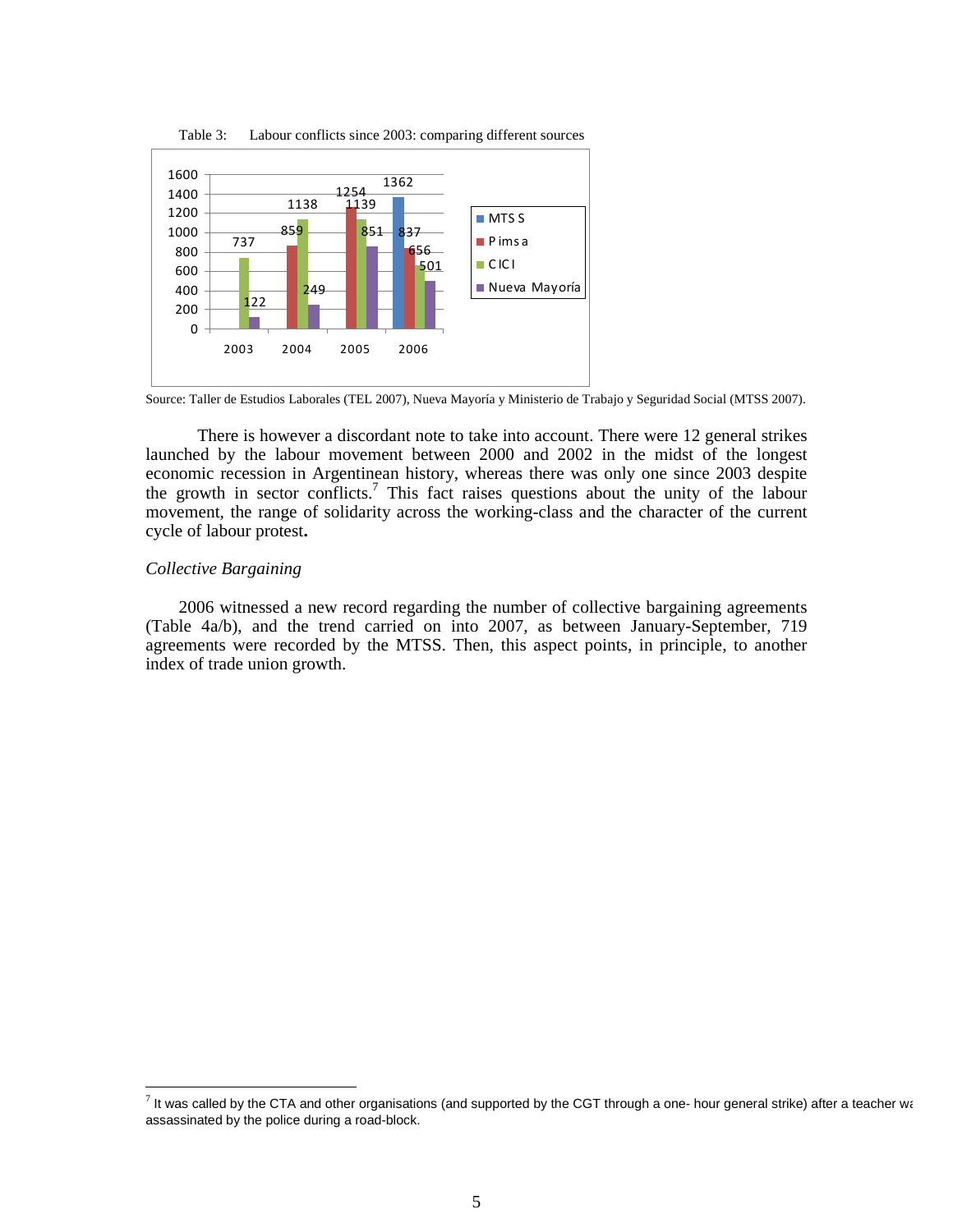Table 3: Labour conflicts since 2003: comparing different sources

| | 2003 | 2004 | 2005 | 2006 |
|---|---|---|---|---|
| MTSS | | | | 1362 |
| Pimsa | | 859 | 1254 | 837 |
| CICI | 737 | 1138 | 1139 | 656 |
| Nueva Mayoría | 122 | 249 | 851 | 501 |

Source: Taller de Estudios Laborales (TEL 2007), Nueva Mayoría y Ministerio de Trabajo y Seguridad Social (MTSS 2007).

There is however a discordant note to take into account. There were 12 general strikes launched by the labour movement between 2000 and 2002 in the midst of the longest economic recession in Argentinean history, whereas there was only one since 2003 despite the growth in sector conflicts.[7] This fact raises questions about the unity of the labour movement, the range of solidarity across the working-class and the character of the current cycle of labour protest.

### *Collective Bargaining*

2006 witnessed a new record regarding the number of collective bargaining agreements (Table 4a/b), and the trend carried on into 2007, as between January-September, 719 agreements were recorded by the MTSS. Then, this aspect points, in principle, to another index of trade union growth.

---

[7] It was called by the CTA and other organisations (and supported by the CGT through a one- hour general strike) after a teacher was assassinated by the police during a road-block.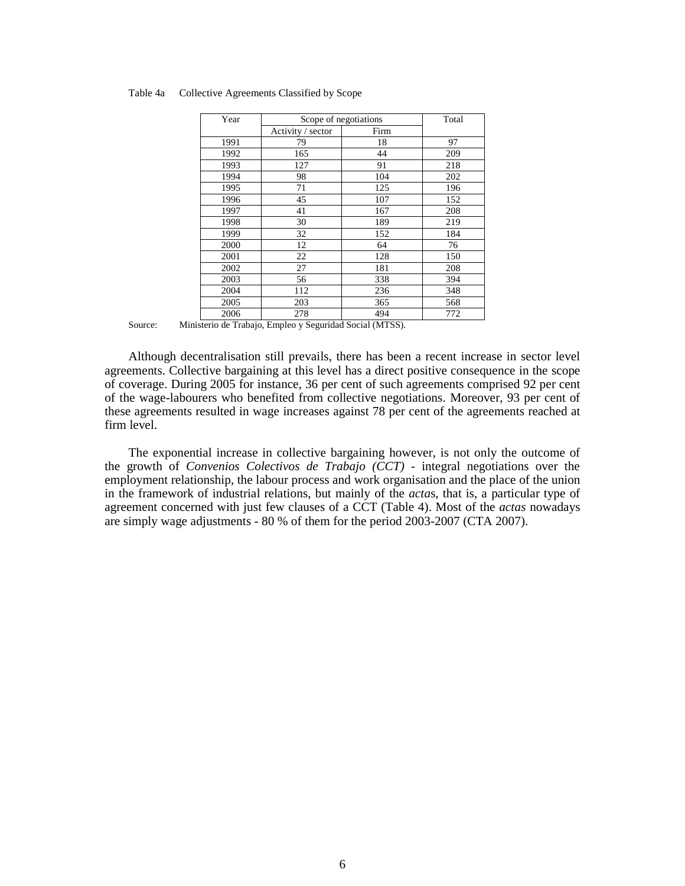Table 4a Collective Agreements Classified by Scope

| Year | Scope of negotiations | | Total |
|---|---|---|---|
| | Activity / sector | Firm | |
| 1991 | 79 | 18 | 97 |
| 1992 | 165 | 44 | 209 |
| 1993 | 127 | 91 | 218 |
| 1994 | 98 | 104 | 202 |
| 1995 | 71 | 125 | 196 |
| 1996 | 45 | 107 | 152 |
| 1997 | 41 | 167 | 208 |
| 1998 | 30 | 189 | 219 |
| 1999 | 32 | 152 | 184 |
| 2000 | 12 | 64 | 76 |
| 2001 | 22 | 128 | 150 |
| 2002 | 27 | 181 | 208 |
| 2003 | 56 | 338 | 394 |
| 2004 | 112 | 236 | 348 |
| 2005 | 203 | 365 | 568 |
| 2006 | 278 | 494 | 772 |

Source: Ministerio de Trabajo, Empleo y Seguridad Social (MTSS).

Although decentralisation still prevails, there has been a recent increase in sector level agreements. Collective bargaining at this level has a direct positive consequence in the scope of coverage. During 2005 for instance, 36 per cent of such agreements comprised 92 per cent of the wage-labourers who benefited from collective negotiations. Moreover, 93 per cent of these agreements resulted in wage increases against 78 per cent of the agreements reached at firm level.

The exponential increase in collective bargaining however, is not only the outcome of the growth of *Convenios Colectivos de Trabajo (CCT)* - integral negotiations over the employment relationship, the labour process and work organisation and the place of the union in the framework of industrial relations, but mainly of the *acta*s, that is, a particular type of agreement concerned with just few clauses of a CCT (Table 4). Most of the *actas* nowadays are simply wage adjustments - 80 % of them for the period 2003-2007 (CTA 2007).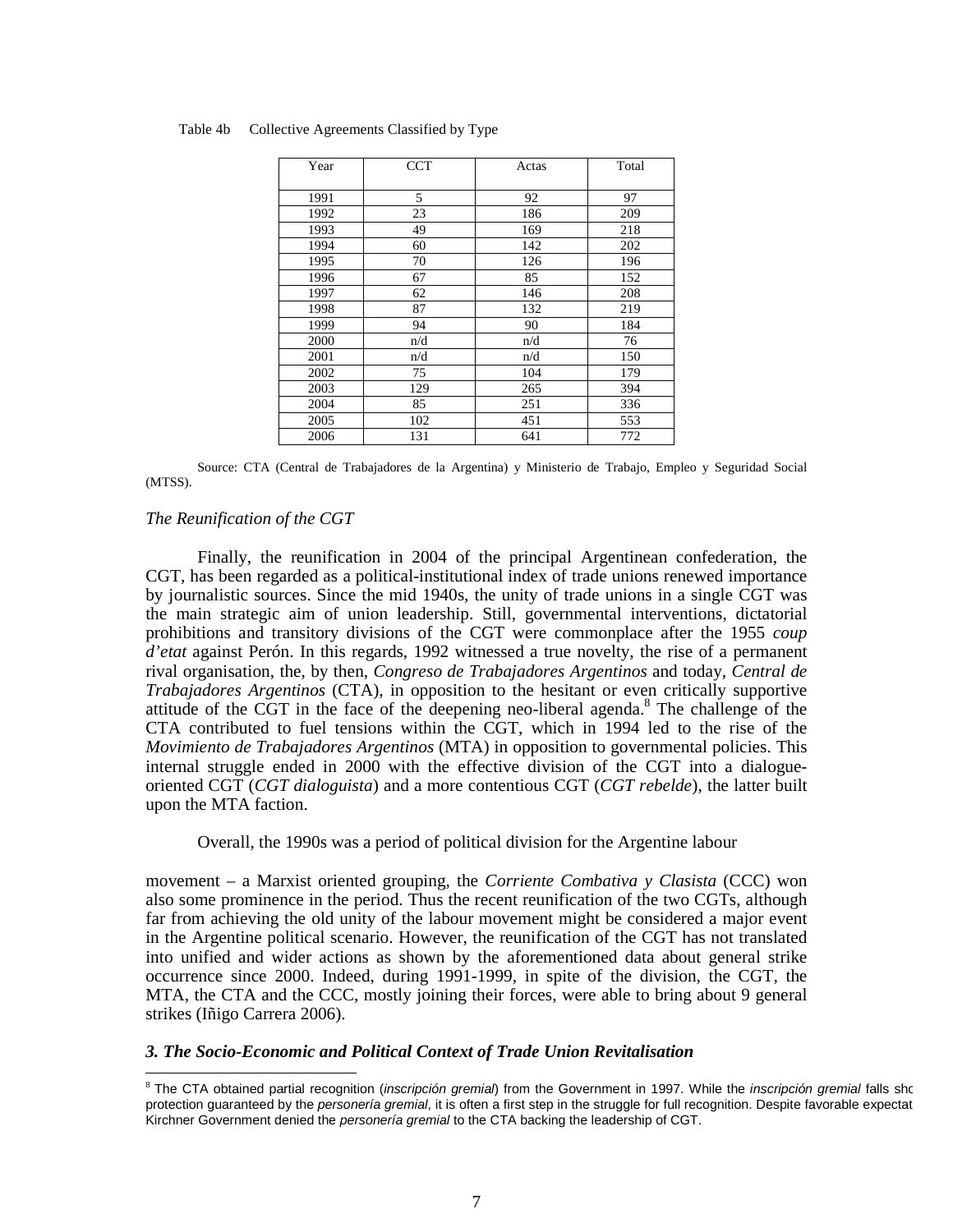Table 4b Collective Agreements Classified by Type

| Year | CCT | Actas | Total |
|---|---|---|---|
| 1991 | 5 | 92 | 97 |
| 1992 | 23 | 186 | 209 |
| 1993 | 49 | 169 | 218 |
| 1994 | 60 | 142 | 202 |
| 1995 | 70 | 126 | 196 |
| 1996 | 67 | 85 | 152 |
| 1997 | 62 | 146 | 208 |
| 1998 | 87 | 132 | 219 |
| 1999 | 94 | 90 | 184 |
| 2000 | n/d | n/d | 76 |
| 2001 | n/d | n/d | 150 |
| 2002 | 75 | 104 | 179 |
| 2003 | 129 | 265 | 394 |
| 2004 | 85 | 251 | 336 |
| 2005 | 102 | 451 | 553 |
| 2006 | 131 | 641 | 772 |

Source: CTA (Central de Trabajadores de la Argentina) y Ministerio de Trabajo, Empleo y Seguridad Social (MTSS).

*The Reunification of the CGT*

Finally, the reunification in 2004 of the principal Argentinean confederation, the CGT, has been regarded as a political-institutional index of trade unions renewed importance by journalistic sources. Since the mid 1940s, the unity of trade unions in a single CGT was the main strategic aim of union leadership. Still, governmental interventions, dictatorial prohibitions and transitory divisions of the CGT were commonplace after the 1955 *coup d'etat* against Perón. In this regards, 1992 witnessed a true novelty, the rise of a permanent rival organisation, the, by then, *Congreso de Trabajadores Argentinos* and today, *Central de Trabajadores Argentinos* (CTA), in opposition to the hesitant or even critically supportive attitude of the CGT in the face of the deepening neo-liberal agenda.[8] The challenge of the CTA contributed to fuel tensions within the CGT, which in 1994 led to the rise of the *Movimiento de Trabajadores Argentinos* (MTA) in opposition to governmental policies. This internal struggle ended in 2000 with the effective division of the CGT into a dialogue-oriented CGT (*CGT dialoguista*) and a more contentious CGT (*CGT rebelde*), the latter built upon the MTA faction.

Overall, the 1990s was a period of political division for the Argentine labour movement – a Marxist oriented grouping, the *Corriente Combativa y Clasista* (CCC) won also some prominence in the period. Thus the recent reunification of the two CGTs, although far from achieving the old unity of the labour movement might be considered a major event in the Argentine political scenario. However, the reunification of the CGT has not translated into unified and wider actions as shown by the aforementioned data about general strike occurrence since 2000. Indeed, during 1991-1999, in spite of the division, the CGT, the MTA, the CTA and the CCC, mostly joining their forces, were able to bring about 9 general strikes (Iñigo Carrera 2006).

### *3. The Socio-Economic and Political Context of Trade Union Revitalisation*

[8] The CTA obtained partial recognition (*inscripción gremial*) from the Government in 1997. While the *inscripción gremial* falls sho protection guaranteed by the *personería gremial*, it is often a first step in the struggle for full recognition. Despite favorable expectat Kirchner Government denied the *personería gremial* to the CTA backing the leadership of CGT.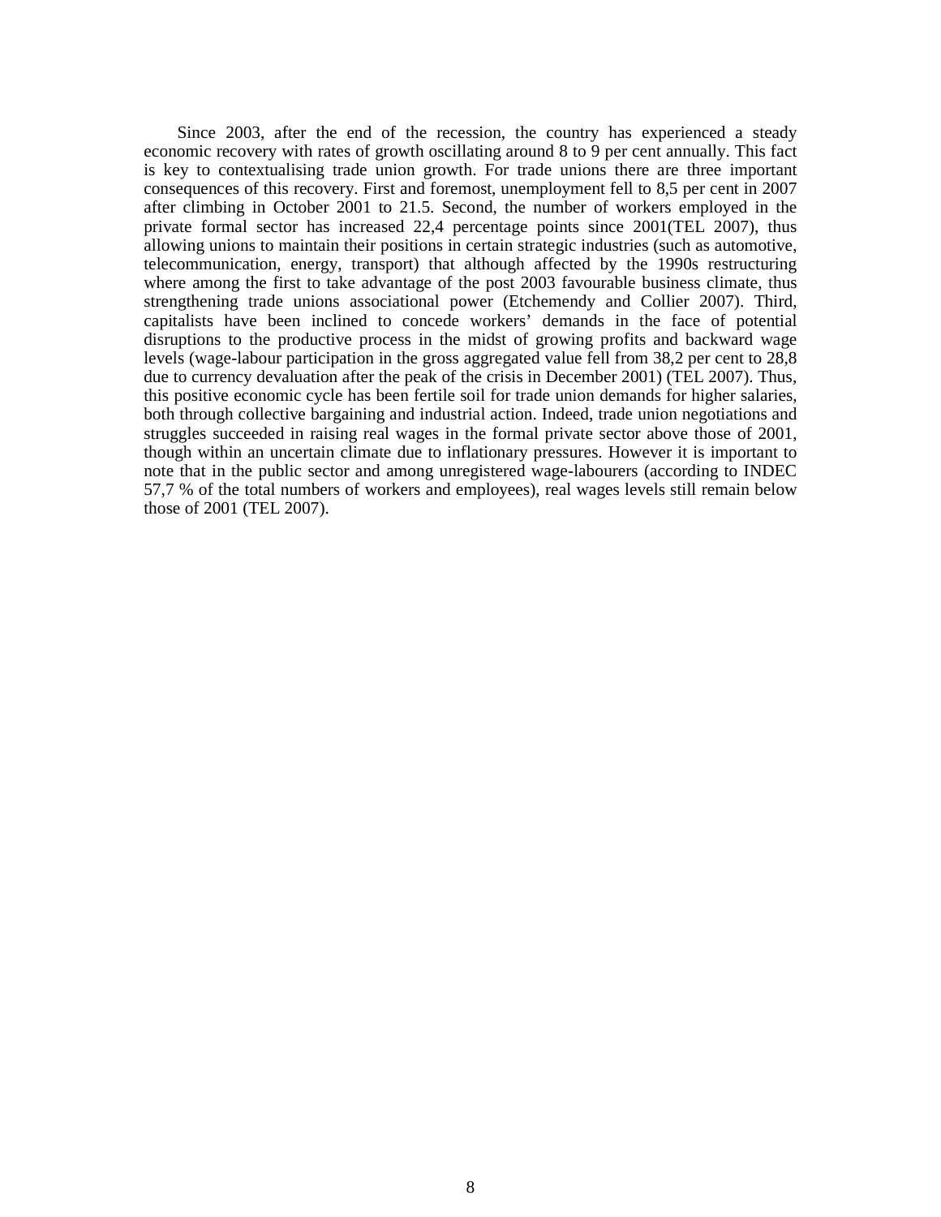Since 2003, after the end of the recession, the country has experienced a steady economic recovery with rates of growth oscillating around 8 to 9 per cent annually. This fact is key to contextualising trade union growth. For trade unions there are three important consequences of this recovery. First and foremost, unemployment fell to 8,5 per cent in 2007 after climbing in October 2001 to 21.5. Second, the number of workers employed in the private formal sector has increased 22,4 percentage points since 2001(TEL 2007), thus allowing unions to maintain their positions in certain strategic industries (such as automotive, telecommunication, energy, transport) that although affected by the 1990s restructuring where among the first to take advantage of the post 2003 favourable business climate, thus strengthening trade unions associational power (Etchemendy and Collier 2007). Third, capitalists have been inclined to concede workers' demands in the face of potential disruptions to the productive process in the midst of growing profits and backward wage levels (wage-labour participation in the gross aggregated value fell from 38,2 per cent to 28,8 due to currency devaluation after the peak of the crisis in December 2001) (TEL 2007). Thus, this positive economic cycle has been fertile soil for trade union demands for higher salaries, both through collective bargaining and industrial action. Indeed, trade union negotiations and struggles succeeded in raising real wages in the formal private sector above those of 2001, though within an uncertain climate due to inflationary pressures. However it is important to note that in the public sector and among unregistered wage-labourers (according to INDEC 57,7 % of the total numbers of workers and employees), real wages levels still remain below those of 2001 (TEL 2007).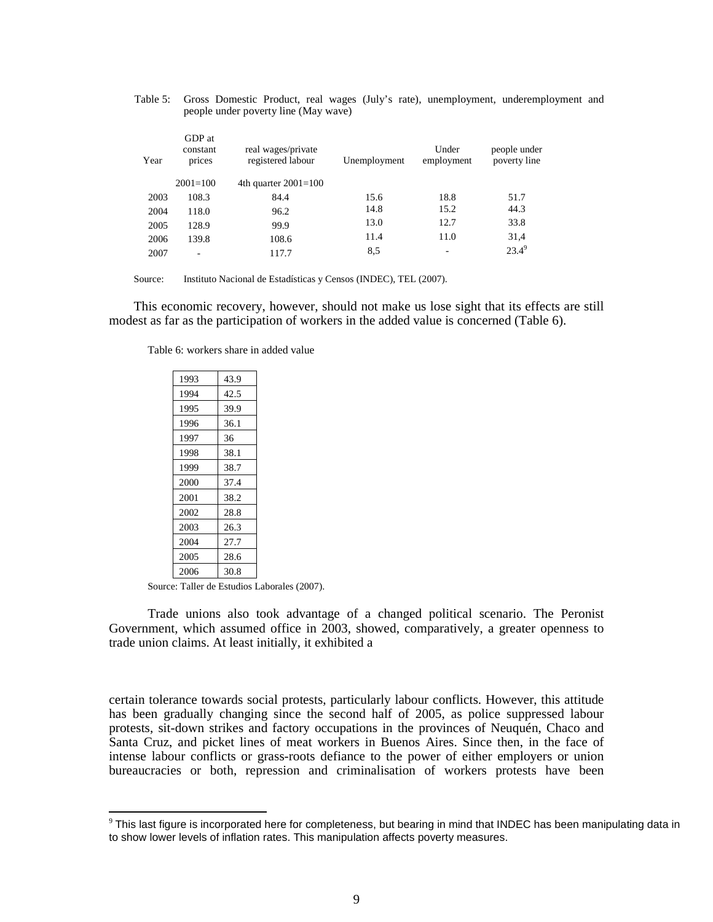Table 5: Gross Domestic Product, real wages (July's rate), unemployment, underemployment and people under poverty line (May wave)

| Year | GDP at constant prices | real wages/private registered labour | Unemployment | Under employment | people under poverty line |
|---|---|---|---|---|---|
| | 2001=100 | 4th quarter 2001=100 | | | |
| 2003 | 108.3 | 84.4 | 15.6 | 18.8 | 51.7 |
| 2004 | 118.0 | 96.2 | 14.8 | 15.2 | 44.3 |
| 2005 | 128.9 | 99.9 | 13.0 | 12.7 | 33.8 |
| 2006 | 139.8 | 108.6 | 11.4 | 11.0 | 31,4 |
| 2007 | - | 117.7 | 8,5 | - | 23.4[9] |

Source: Instituto Nacional de Estadísticas y Censos (INDEC), TEL (2007).

This economic recovery, however, should not make us lose sight that its effects are still modest as far as the participation of workers in the added value is concerned (Table 6).

Table 6: workers share in added value

| | |
|---|---|
| 1993 | 43.9 |
| 1994 | 42.5 |
| 1995 | 39.9 |
| 1996 | 36.1 |
| 1997 | 36 |
| 1998 | 38.1 |
| 1999 | 38.7 |
| 2000 | 37.4 |
| 2001 | 38.2 |
| 2002 | 28.8 |
| 2003 | 26.3 |
| 2004 | 27.7 |
| 2005 | 28.6 |
| 2006 | 30.8 |

Source: Taller de Estudios Laborales (2007).

Trade unions also took advantage of a changed political scenario. The Peronist Government, which assumed office in 2003, showed, comparatively, a greater openness to trade union claims. At least initially, it exhibited a certain tolerance towards social protests, particularly labour conflicts. However, this attitude has been gradually changing since the second half of 2005, as police suppressed labour protests, sit-down strikes and factory occupations in the provinces of Neuquén, Chaco and Santa Cruz, and picket lines of meat workers in Buenos Aires. Since then, in the face of intense labour conflicts or grass-roots defiance to the power of either employers or union bureaucracies or both, repression and criminalisation of workers protests have been

[9] This last figure is incorporated here for completeness, but bearing in mind that INDEC has been manipulating data in to show lower levels of inflation rates. This manipulation affects poverty measures.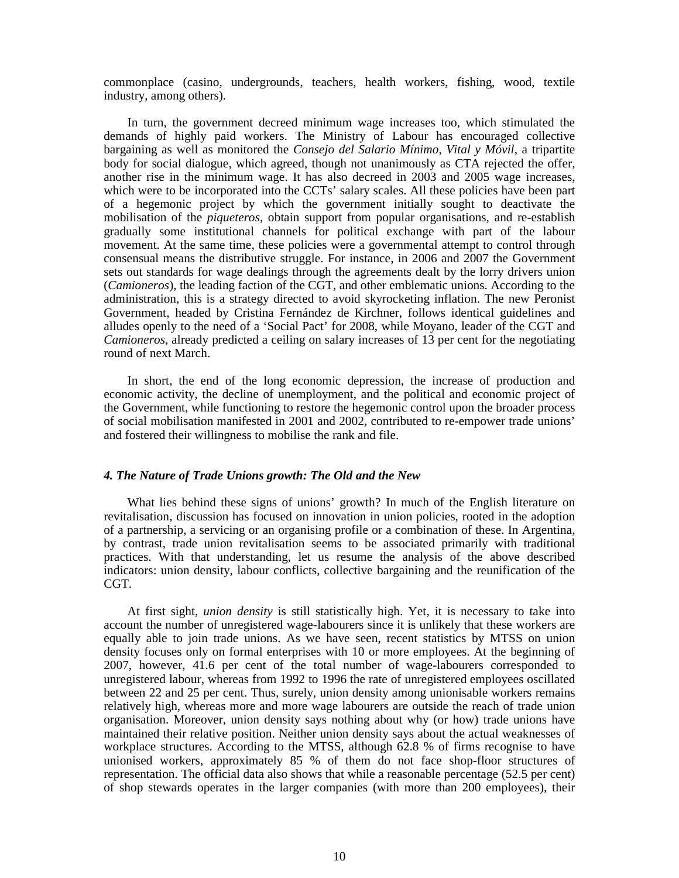commonplace (casino, undergrounds, teachers, health workers, fishing, wood, textile industry, among others).

In turn, the government decreed minimum wage increases too, which stimulated the demands of highly paid workers. The Ministry of Labour has encouraged collective bargaining as well as monitored the *Consejo del Salario Mínimo, Vital y Móvil*, a tripartite body for social dialogue, which agreed, though not unanimously as CTA rejected the offer, another rise in the minimum wage. It has also decreed in 2003 and 2005 wage increases, which were to be incorporated into the CCTs' salary scales. All these policies have been part of a hegemonic project by which the government initially sought to deactivate the mobilisation of the *piqueteros*, obtain support from popular organisations, and re-establish gradually some institutional channels for political exchange with part of the labour movement. At the same time, these policies were a governmental attempt to control through consensual means the distributive struggle. For instance, in 2006 and 2007 the Government sets out standards for wage dealings through the agreements dealt by the lorry drivers union (*Camioneros*), the leading faction of the CGT, and other emblematic unions. According to the administration, this is a strategy directed to avoid skyrocketing inflation. The new Peronist Government, headed by Cristina Fernández de Kirchner, follows identical guidelines and alludes openly to the need of a 'Social Pact' for 2008, while Moyano, leader of the CGT and *Camioneros*, already predicted a ceiling on salary increases of 13 per cent for the negotiating round of next March.

In short, the end of the long economic depression, the increase of production and economic activity, the decline of unemployment, and the political and economic project of the Government, while functioning to restore the hegemonic control upon the broader process of social mobilisation manifested in 2001 and 2002, contributed to re-empower trade unions' and fostered their willingness to mobilise the rank and file.

### *4. The Nature of Trade Unions growth: The Old and the New*

What lies behind these signs of unions' growth? In much of the English literature on revitalisation, discussion has focused on innovation in union policies, rooted in the adoption of a partnership, a servicing or an organising profile or a combination of these. In Argentina, by contrast, trade union revitalisation seems to be associated primarily with traditional practices. With that understanding, let us resume the analysis of the above described indicators: union density, labour conflicts, collective bargaining and the reunification of the CGT.

At first sight, *union density* is still statistically high. Yet, it is necessary to take into account the number of unregistered wage-labourers since it is unlikely that these workers are equally able to join trade unions. As we have seen, recent statistics by MTSS on union density focuses only on formal enterprises with 10 or more employees. At the beginning of 2007, however, 41.6 per cent of the total number of wage-labourers corresponded to unregistered labour, whereas from 1992 to 1996 the rate of unregistered employees oscillated between 22 and 25 per cent. Thus, surely, union density among unionisable workers remains relatively high, whereas more and more wage labourers are outside the reach of trade union organisation. Moreover, union density says nothing about why (or how) trade unions have maintained their relative position. Neither union density says about the actual weaknesses of workplace structures. According to the MTSS, although 62.8 % of firms recognise to have unionised workers, approximately 85 % of them do not face shop-floor structures of representation. The official data also shows that while a reasonable percentage (52.5 per cent) of shop stewards operates in the larger companies (with more than 200 employees), their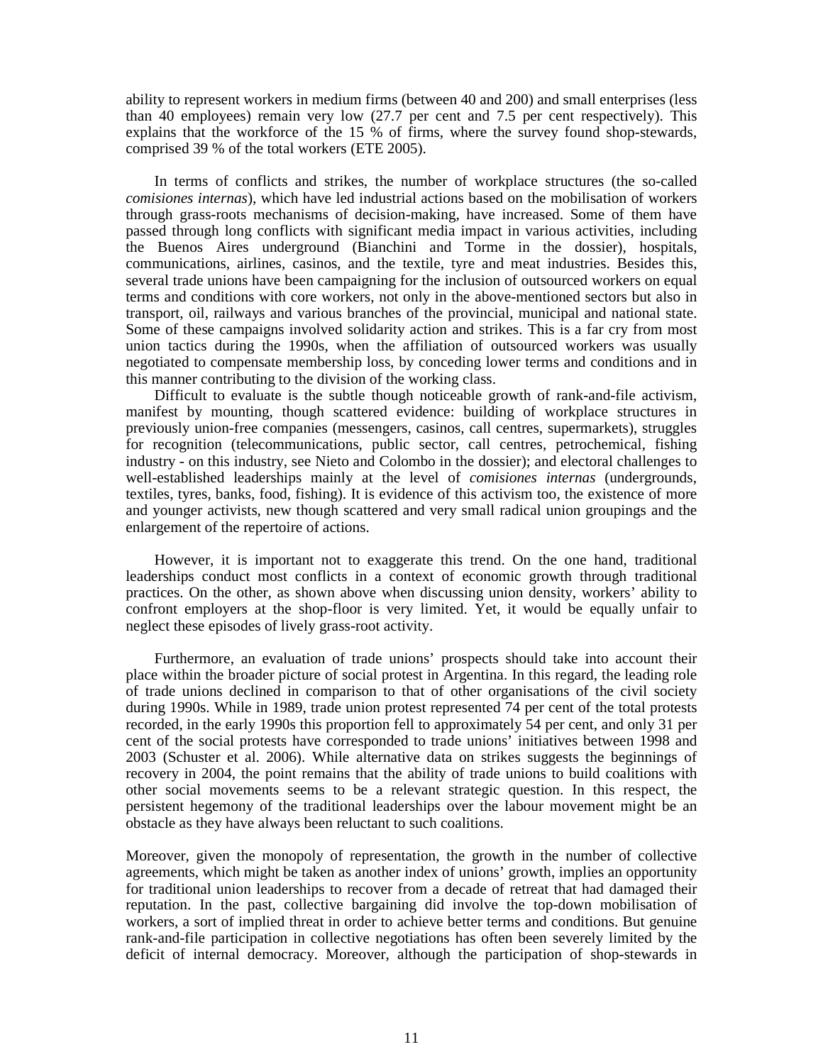ability to represent workers in medium firms (between 40 and 200) and small enterprises (less than 40 employees) remain very low (27.7 per cent and 7.5 per cent respectively). This explains that the workforce of the 15 % of firms, where the survey found shop-stewards, comprised 39 % of the total workers (ETE 2005).

In terms of conflicts and strikes, the number of workplace structures (the so-called *comisiones internas*), which have led industrial actions based on the mobilisation of workers through grass-roots mechanisms of decision-making, have increased. Some of them have passed through long conflicts with significant media impact in various activities, including the Buenos Aires underground (Bianchini and Torme in the dossier), hospitals, communications, airlines, casinos, and the textile, tyre and meat industries. Besides this, several trade unions have been campaigning for the inclusion of outsourced workers on equal terms and conditions with core workers, not only in the above-mentioned sectors but also in transport, oil, railways and various branches of the provincial, municipal and national state. Some of these campaigns involved solidarity action and strikes. This is a far cry from most union tactics during the 1990s, when the affiliation of outsourced workers was usually negotiated to compensate membership loss, by conceding lower terms and conditions and in this manner contributing to the division of the working class.

Difficult to evaluate is the subtle though noticeable growth of rank-and-file activism, manifest by mounting, though scattered evidence: building of workplace structures in previously union-free companies (messengers, casinos, call centres, supermarkets), struggles for recognition (telecommunications, public sector, call centres, petrochemical, fishing industry - on this industry, see Nieto and Colombo in the dossier); and electoral challenges to well-established leaderships mainly at the level of *comisiones internas* (undergrounds, textiles, tyres, banks, food, fishing). It is evidence of this activism too, the existence of more and younger activists, new though scattered and very small radical union groupings and the enlargement of the repertoire of actions.

However, it is important not to exaggerate this trend. On the one hand, traditional leaderships conduct most conflicts in a context of economic growth through traditional practices. On the other, as shown above when discussing union density, workers' ability to confront employers at the shop-floor is very limited. Yet, it would be equally unfair to neglect these episodes of lively grass-root activity.

Furthermore, an evaluation of trade unions' prospects should take into account their place within the broader picture of social protest in Argentina. In this regard, the leading role of trade unions declined in comparison to that of other organisations of the civil society during 1990s. While in 1989, trade union protest represented 74 per cent of the total protests recorded, in the early 1990s this proportion fell to approximately 54 per cent, and only 31 per cent of the social protests have corresponded to trade unions' initiatives between 1998 and 2003 (Schuster et al. 2006). While alternative data on strikes suggests the beginnings of recovery in 2004, the point remains that the ability of trade unions to build coalitions with other social movements seems to be a relevant strategic question. In this respect, the persistent hegemony of the traditional leaderships over the labour movement might be an obstacle as they have always been reluctant to such coalitions.

Moreover, given the monopoly of representation, the growth in the number of collective agreements, which might be taken as another index of unions' growth, implies an opportunity for traditional union leaderships to recover from a decade of retreat that had damaged their reputation. In the past, collective bargaining did involve the top-down mobilisation of workers, a sort of implied threat in order to achieve better terms and conditions. But genuine rank-and-file participation in collective negotiations has often been severely limited by the deficit of internal democracy. Moreover, although the participation of shop-stewards in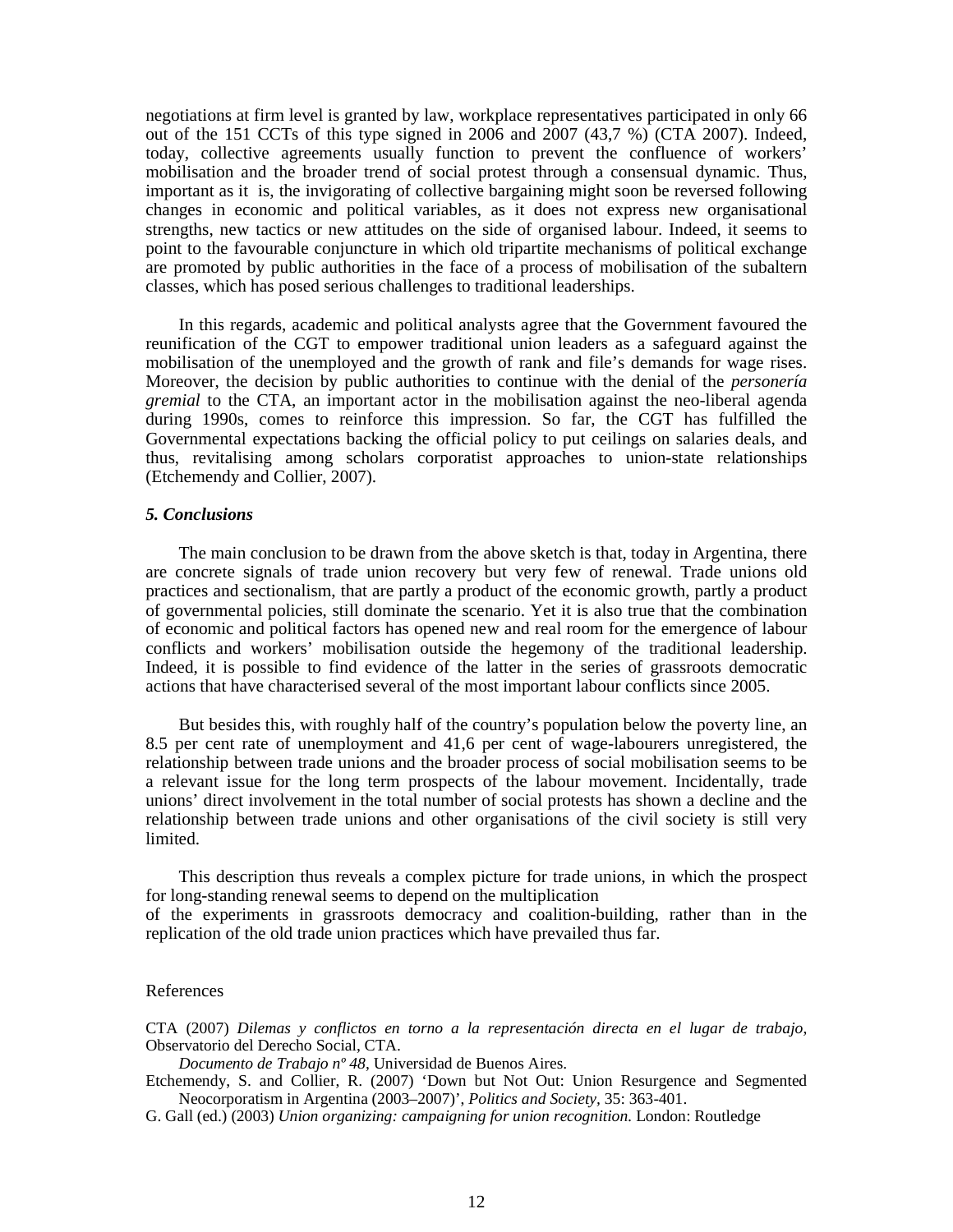negotiations at firm level is granted by law, workplace representatives participated in only 66 out of the 151 CCTs of this type signed in 2006 and 2007 (43,7 %) (CTA 2007). Indeed, today, collective agreements usually function to prevent the confluence of workers' mobilisation and the broader trend of social protest through a consensual dynamic. Thus, important as it is, the invigorating of collective bargaining might soon be reversed following changes in economic and political variables, as it does not express new organisational strengths, new tactics or new attitudes on the side of organised labour. Indeed, it seems to point to the favourable conjuncture in which old tripartite mechanisms of political exchange are promoted by public authorities in the face of a process of mobilisation of the subaltern classes, which has posed serious challenges to traditional leaderships.

In this regards, academic and political analysts agree that the Government favoured the reunification of the CGT to empower traditional union leaders as a safeguard against the mobilisation of the unemployed and the growth of rank and file's demands for wage rises. Moreover, the decision by public authorities to continue with the denial of the *personería gremial* to the CTA, an important actor in the mobilisation against the neo-liberal agenda during 1990s, comes to reinforce this impression. So far, the CGT has fulfilled the Governmental expectations backing the official policy to put ceilings on salaries deals, and thus, revitalising among scholars corporatist approaches to union-state relationships (Etchemendy and Collier, 2007).

### *5. Conclusions*

The main conclusion to be drawn from the above sketch is that, today in Argentina, there are concrete signals of trade union recovery but very few of renewal. Trade unions old practices and sectionalism, that are partly a product of the economic growth, partly a product of governmental policies, still dominate the scenario. Yet it is also true that the combination of economic and political factors has opened new and real room for the emergence of labour conflicts and workers' mobilisation outside the hegemony of the traditional leadership. Indeed, it is possible to find evidence of the latter in the series of grassroots democratic actions that have characterised several of the most important labour conflicts since 2005.

But besides this, with roughly half of the country's population below the poverty line, an 8.5 per cent rate of unemployment and 41,6 per cent of wage-labourers unregistered, the relationship between trade unions and the broader process of social mobilisation seems to be a relevant issue for the long term prospects of the labour movement. Incidentally, trade unions' direct involvement in the total number of social protests has shown a decline and the relationship between trade unions and other organisations of the civil society is still very limited.

This description thus reveals a complex picture for trade unions, in which the prospect for long-standing renewal seems to depend on the multiplication of the experiments in grassroots democracy and coalition-building, rather than in the replication of the old trade union practices which have prevailed thus far.

References

CTA (2007) *Dilemas y conflictos en torno a la representación directa en el lugar de trabajo*, Observatorio del Derecho Social, CTA.

*Documento de Trabajo nº 48*, Universidad de Buenos Aires.

Etchemendy, S. and Collier, R. (2007) 'Down but Not Out: Union Resurgence and Segmented Neocorporatism in Argentina (2003–2007)', *Politics and Society*, 35: 363-401.

G. Gall (ed.) (2003) *Union organizing: campaigning for union recognition.* London: Routledge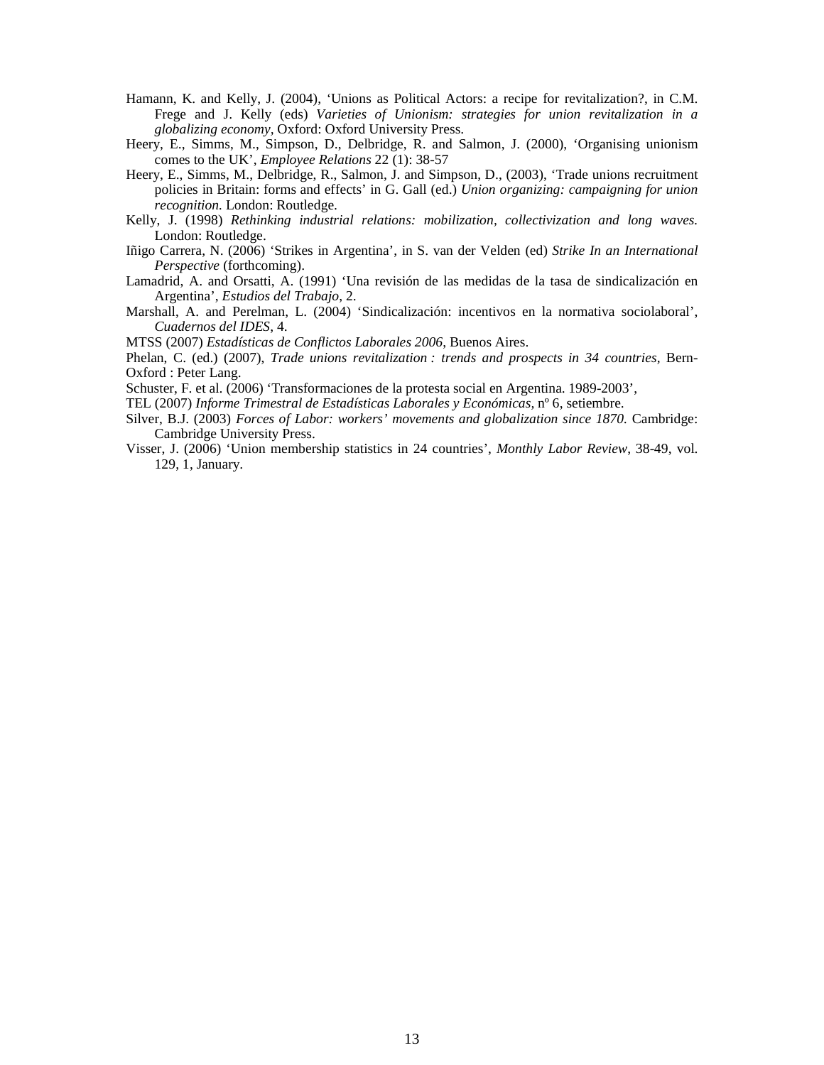Hamann, K. and Kelly, J. (2004), 'Unions as Political Actors: a recipe for revitalization?, in C.M. Frege and J. Kelly (eds) *Varieties of Unionism: strategies for union revitalization in a globalizing economy*, Oxford: Oxford University Press.

Heery, E., Simms, M., Simpson, D., Delbridge, R. and Salmon, J. (2000), 'Organising unionism comes to the UK', *Employee Relations* 22 (1): 38-57

Heery, E., Simms, M., Delbridge, R., Salmon, J. and Simpson, D., (2003), 'Trade unions recruitment policies in Britain: forms and effects' in G. Gall (ed.) *Union organizing: campaigning for union recognition.* London: Routledge.

Kelly, J. (1998) *Rethinking industrial relations: mobilization, collectivization and long waves.* London: Routledge.

Iñigo Carrera, N. (2006) 'Strikes in Argentina', in S. van der Velden (ed) *Strike In an International Perspective* (forthcoming).

Lamadrid, A. and Orsatti, A. (1991) 'Una revisión de las medidas de la tasa de sindicalización en Argentina', *Estudios del Trabajo*, 2.

Marshall, A. and Perelman, L. (2004) 'Sindicalización: incentivos en la normativa sociolaboral', *Cuadernos del IDES*, 4.

MTSS (2007) *Estadísticas de Conflictos Laborales 2006*, Buenos Aires.

Phelan, C. (ed.) (2007), *Trade unions revitalization : trends and prospects in 34 countries*, Bern-Oxford : Peter Lang.

Schuster, F. et al. (2006) 'Transformaciones de la protesta social en Argentina. 1989-2003',

TEL (2007) *Informe Trimestral de Estadísticas Laborales y Económicas*, nº 6, setiembre.

Silver, B.J. (2003) *Forces of Labor: workers' movements and globalization since 1870.* Cambridge: Cambridge University Press.

Visser, J. (2006) 'Union membership statistics in 24 countries', *Monthly Labor Review*, 38-49, vol. 129, 1, January.